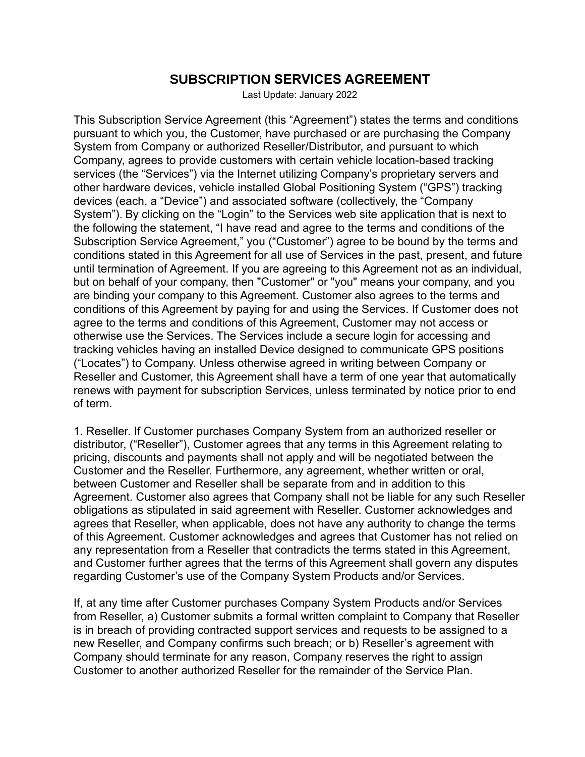# SUBSCRIPTION SERVICES AGREEMENT

Last Update: January 2022

This Subscription Service Agreement (this “Agreement”) states the terms and conditions pursuant to which you, the Customer, have purchased or are purchasing the Company System from Company or authorized Reseller/Distributor, and pursuant to which Company, agrees to provide customers with certain vehicle location-based tracking services (the “Services”) via the Internet utilizing Company’s proprietary servers and other hardware devices, vehicle installed Global Positioning System (“GPS”) tracking devices (each, a “Device”) and associated software (collectively, the “Company System”). By clicking on the “Login” to the Services web site application that is next to the following the statement, “I have read and agree to the terms and conditions of the Subscription Service Agreement,” you (“Customer”) agree to be bound by the terms and conditions stated in this Agreement for all use of Services in the past, present, and future until termination of Agreement. If you are agreeing to this Agreement not as an individual, but on behalf of your company, then "Customer" or "you" means your company, and you are binding your company to this Agreement. Customer also agrees to the terms and conditions of this Agreement by paying for and using the Services. If Customer does not agree to the terms and conditions of this Agreement, Customer may not access or otherwise use the Services. The Services include a secure login for accessing and tracking vehicles having an installed Device designed to communicate GPS positions (“Locates”) to Company. Unless otherwise agreed in writing between Company or Reseller and Customer, this Agreement shall have a term of one year that automatically renews with payment for subscription Services, unless terminated by notice prior to end of term.

1. Reseller. If Customer purchases Company System from an authorized reseller or distributor, (“Reseller”), Customer agrees that any terms in this Agreement relating to pricing, discounts and payments shall not apply and will be negotiated between the Customer and the Reseller. Furthermore, any agreement, whether written or oral, between Customer and Reseller shall be separate from and in addition to this Agreement. Customer also agrees that Company shall not be liable for any such Reseller obligations as stipulated in said agreement with Reseller. Customer acknowledges and agrees that Reseller, when applicable, does not have any authority to change the terms of this Agreement. Customer acknowledges and agrees that Customer has not relied on any representation from a Reseller that contradicts the terms stated in this Agreement, and Customer further agrees that the terms of this Agreement shall govern any disputes regarding Customer’s use of the Company System Products and/or Services.

If, at any time after Customer purchases Company System Products and/or Services from Reseller, a) Customer submits a formal written complaint to Company that Reseller is in breach of providing contracted support services and requests to be assigned to a new Reseller, and Company confirms such breach; or b) Reseller’s agreement with Company should terminate for any reason, Company reserves the right to assign Customer to another authorized Reseller for the remainder of the Service Plan.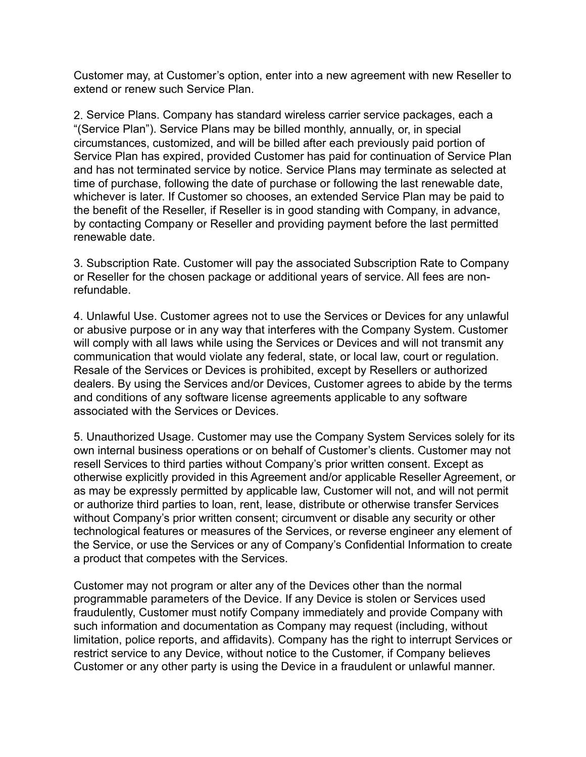Customer may, at Customer's option, enter into a new agreement with new Reseller to extend or renew such Service Plan.

2. Service Plans. Company has standard wireless carrier service packages, each a "(Service Plan"). Service Plans may be billed monthly, annually, or, in special circumstances, customized, and will be billed after each previously paid portion of Service Plan has expired, provided Customer has paid for continuation of Service Plan and has not terminated service by notice. Service Plans may terminate as selected at time of purchase, following the date of purchase or following the last renewable date, whichever is later. If Customer so chooses, an extended Service Plan may be paid to the benefit of the Reseller, if Reseller is in good standing with Company, in advance, by contacting Company or Reseller and providing payment before the last permitted renewable date.

3. Subscription Rate. Customer will pay the associated Subscription Rate to Company or Reseller for the chosen package or additional years of service. All fees are non-refundable.

4. Unlawful Use. Customer agrees not to use the Services or Devices for any unlawful or abusive purpose or in any way that interferes with the Company System. Customer will comply with all laws while using the Services or Devices and will not transmit any communication that would violate any federal, state, or local law, court or regulation. Resale of the Services or Devices is prohibited, except by Resellers or authorized dealers. By using the Services and/or Devices, Customer agrees to abide by the terms and conditions of any software license agreements applicable to any software associated with the Services or Devices.

5. Unauthorized Usage. Customer may use the Company System Services solely for its own internal business operations or on behalf of Customer's clients. Customer may not resell Services to third parties without Company's prior written consent. Except as otherwise explicitly provided in this Agreement and/or applicable Reseller Agreement, or as may be expressly permitted by applicable law, Customer will not, and will not permit or authorize third parties to loan, rent, lease, distribute or otherwise transfer Services without Company's prior written consent; circumvent or disable any security or other technological features or measures of the Services, or reverse engineer any element of the Service, or use the Services or any of Company's Confidential Information to create a product that competes with the Services.

Customer may not program or alter any of the Devices other than the normal programmable parameters of the Device. If any Device is stolen or Services used fraudulently, Customer must notify Company immediately and provide Company with such information and documentation as Company may request (including, without limitation, police reports, and affidavits). Company has the right to interrupt Services or restrict service to any Device, without notice to the Customer, if Company believes Customer or any other party is using the Device in a fraudulent or unlawful manner.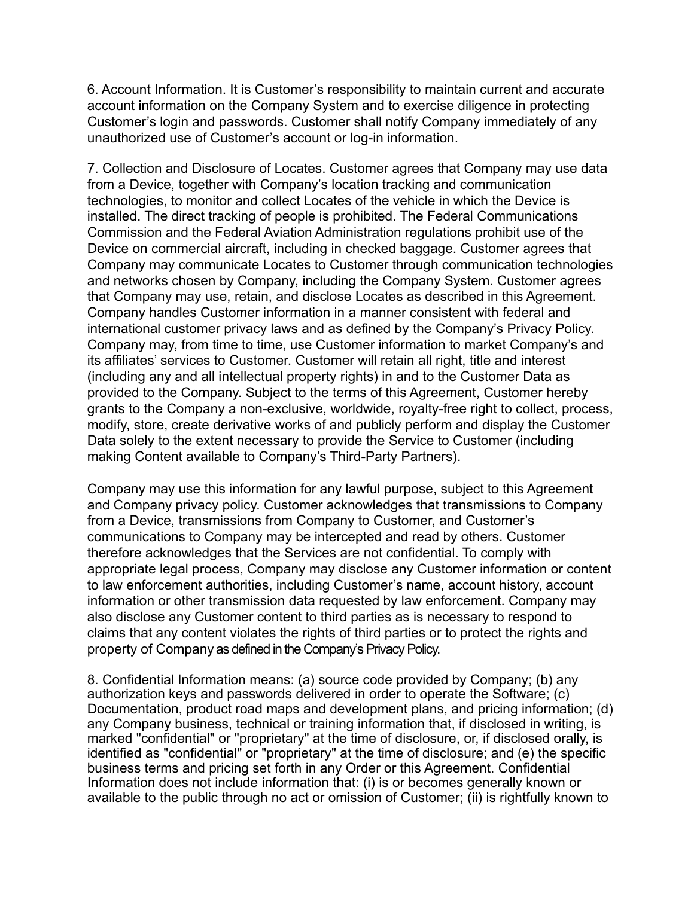6. Account Information. It is Customer's responsibility to maintain current and accurate account information on the Company System and to exercise diligence in protecting Customer's login and passwords. Customer shall notify Company immediately of any unauthorized use of Customer's account or log-in information.

7. Collection and Disclosure of Locates. Customer agrees that Company may use data from a Device, together with Company's location tracking and communication technologies, to monitor and collect Locates of the vehicle in which the Device is installed. The direct tracking of people is prohibited. The Federal Communications Commission and the Federal Aviation Administration regulations prohibit use of the Device on commercial aircraft, including in checked baggage. Customer agrees that Company may communicate Locates to Customer through communication technologies and networks chosen by Company, including the Company System. Customer agrees that Company may use, retain, and disclose Locates as described in this Agreement. Company handles Customer information in a manner consistent with federal and international customer privacy laws and as defined by the Company's Privacy Policy. Company may, from time to time, use Customer information to market Company's and its affiliates' services to Customer. Customer will retain all right, title and interest (including any and all intellectual property rights) in and to the Customer Data as provided to the Company. Subject to the terms of this Agreement, Customer hereby grants to the Company a non-exclusive, worldwide, royalty-free right to collect, process, modify, store, create derivative works of and publicly perform and display the Customer Data solely to the extent necessary to provide the Service to Customer (including making Content available to Company's Third-Party Partners).

Company may use this information for any lawful purpose, subject to this Agreement and Company privacy policy. Customer acknowledges that transmissions to Company from a Device, transmissions from Company to Customer, and Customer's communications to Company may be intercepted and read by others. Customer therefore acknowledges that the Services are not confidential. To comply with appropriate legal process, Company may disclose any Customer information or content to law enforcement authorities, including Customer's name, account history, account information or other transmission data requested by law enforcement. Company may also disclose any Customer content to third parties as is necessary to respond to claims that any content violates the rights of third parties or to protect the rights and property of Company as defined in the Company's Privacy Policy.

8. Confidential Information means: (a) source code provided by Company; (b) any authorization keys and passwords delivered in order to operate the Software; (c) Documentation, product road maps and development plans, and pricing information; (d) any Company business, technical or training information that, if disclosed in writing, is marked "confidential" or "proprietary" at the time of disclosure, or, if disclosed orally, is identified as "confidential" or "proprietary" at the time of disclosure; and (e) the specific business terms and pricing set forth in any Order or this Agreement. Confidential Information does not include information that: (i) is or becomes generally known or available to the public through no act or omission of Customer; (ii) is rightfully known to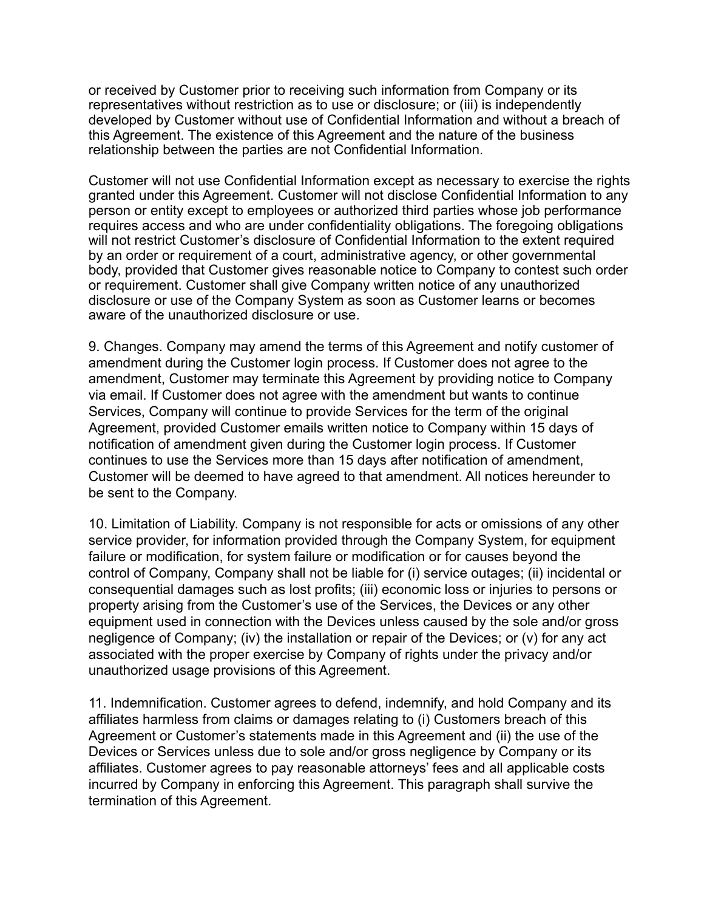or received by Customer prior to receiving such information from Company or its representatives without restriction as to use or disclosure; or (iii) is independently developed by Customer without use of Confidential Information and without a breach of this Agreement. The existence of this Agreement and the nature of the business relationship between the parties are not Confidential Information.

Customer will not use Confidential Information except as necessary to exercise the rights granted under this Agreement. Customer will not disclose Confidential Information to any person or entity except to employees or authorized third parties whose job performance requires access and who are under confidentiality obligations. The foregoing obligations will not restrict Customer's disclosure of Confidential Information to the extent required by an order or requirement of a court, administrative agency, or other governmental body, provided that Customer gives reasonable notice to Company to contest such order or requirement. Customer shall give Company written notice of any unauthorized disclosure or use of the Company System as soon as Customer learns or becomes aware of the unauthorized disclosure or use.

9. Changes. Company may amend the terms of this Agreement and notify customer of amendment during the Customer login process. If Customer does not agree to the amendment, Customer may terminate this Agreement by providing notice to Company via email. If Customer does not agree with the amendment but wants to continue Services, Company will continue to provide Services for the term of the original Agreement, provided Customer emails written notice to Company within 15 days of notification of amendment given during the Customer login process. If Customer continues to use the Services more than 15 days after notification of amendment, Customer will be deemed to have agreed to that amendment. All notices hereunder to be sent to the Company.

10. Limitation of Liability. Company is not responsible for acts or omissions of any other service provider, for information provided through the Company System, for equipment failure or modification, for system failure or modification or for causes beyond the control of Company, Company shall not be liable for (i) service outages; (ii) incidental or consequential damages such as lost profits; (iii) economic loss or injuries to persons or property arising from the Customer's use of the Services, the Devices or any other equipment used in connection with the Devices unless caused by the sole and/or gross negligence of Company; (iv) the installation or repair of the Devices; or (v) for any act associated with the proper exercise by Company of rights under the privacy and/or unauthorized usage provisions of this Agreement.

11. Indemnification. Customer agrees to defend, indemnify, and hold Company and its affiliates harmless from claims or damages relating to (i) Customers breach of this Agreement or Customer's statements made in this Agreement and (ii) the use of the Devices or Services unless due to sole and/or gross negligence by Company or its affiliates. Customer agrees to pay reasonable attorneys' fees and all applicable costs incurred by Company in enforcing this Agreement. This paragraph shall survive the termination of this Agreement.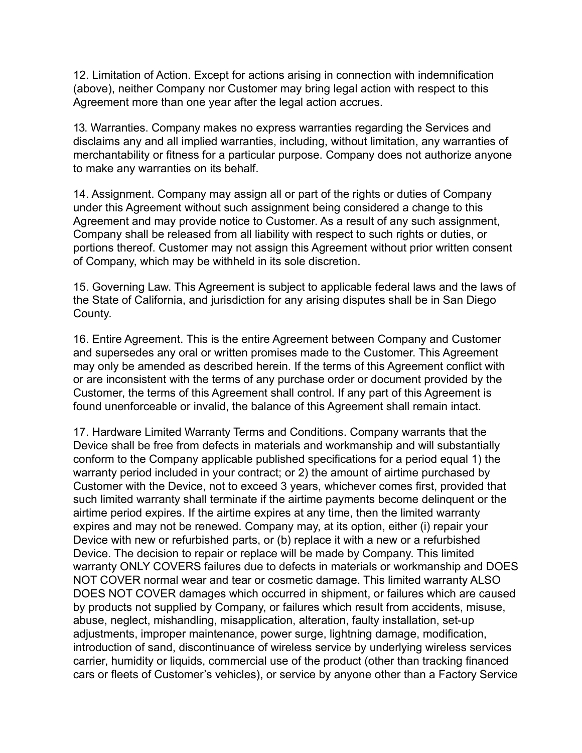12. Limitation of Action. Except for actions arising in connection with indemnification (above), neither Company nor Customer may bring legal action with respect to this Agreement more than one year after the legal action accrues.

13. Warranties. Company makes no express warranties regarding the Services and disclaims any and all implied warranties, including, without limitation, any warranties of merchantability or fitness for a particular purpose. Company does not authorize anyone to make any warranties on its behalf.

14. Assignment. Company may assign all or part of the rights or duties of Company under this Agreement without such assignment being considered a change to this Agreement and may provide notice to Customer. As a result of any such assignment, Company shall be released from all liability with respect to such rights or duties, or portions thereof. Customer may not assign this Agreement without prior written consent of Company, which may be withheld in its sole discretion.

15. Governing Law. This Agreement is subject to applicable federal laws and the laws of the State of California, and jurisdiction for any arising disputes shall be in San Diego County.

16. Entire Agreement. This is the entire Agreement between Company and Customer and supersedes any oral or written promises made to the Customer. This Agreement may only be amended as described herein. If the terms of this Agreement conflict with or are inconsistent with the terms of any purchase order or document provided by the Customer, the terms of this Agreement shall control. If any part of this Agreement is found unenforceable or invalid, the balance of this Agreement shall remain intact.

17. Hardware Limited Warranty Terms and Conditions. Company warrants that the Device shall be free from defects in materials and workmanship and will substantially conform to the Company applicable published specifications for a period equal 1) the warranty period included in your contract; or 2) the amount of airtime purchased by Customer with the Device, not to exceed 3 years, whichever comes first, provided that such limited warranty shall terminate if the airtime payments become delinquent or the airtime period expires. If the airtime expires at any time, then the limited warranty expires and may not be renewed. Company may, at its option, either (i) repair your Device with new or refurbished parts, or (b) replace it with a new or a refurbished Device. The decision to repair or replace will be made by Company. This limited warranty ONLY COVERS failures due to defects in materials or workmanship and DOES NOT COVER normal wear and tear or cosmetic damage. This limited warranty ALSO DOES NOT COVER damages which occurred in shipment, or failures which are caused by products not supplied by Company, or failures which result from accidents, misuse, abuse, neglect, mishandling, misapplication, alteration, faulty installation, set-up adjustments, improper maintenance, power surge, lightning damage, modification, introduction of sand, discontinuance of wireless service by underlying wireless services carrier, humidity or liquids, commercial use of the product (other than tracking financed cars or fleets of Customer's vehicles), or service by anyone other than a Factory Service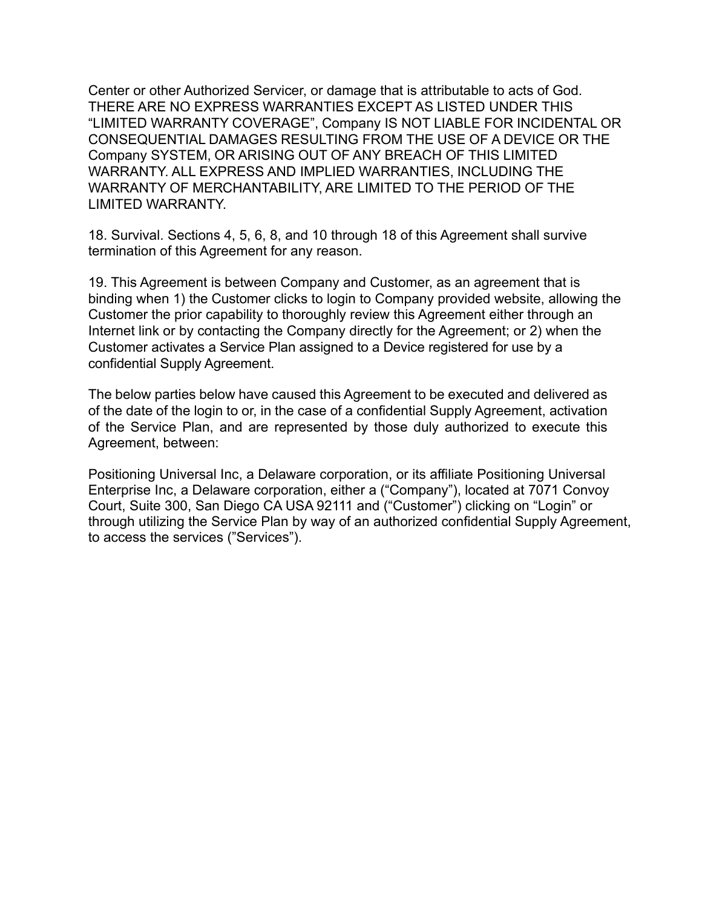Center or other Authorized Servicer, or damage that is attributable to acts of God. THERE ARE NO EXPRESS WARRANTIES EXCEPT AS LISTED UNDER THIS "LIMITED WARRANTY COVERAGE", Company IS NOT LIABLE FOR INCIDENTAL OR CONSEQUENTIAL DAMAGES RESULTING FROM THE USE OF A DEVICE OR THE Company SYSTEM, OR ARISING OUT OF ANY BREACH OF THIS LIMITED WARRANTY. ALL EXPRESS AND IMPLIED WARRANTIES, INCLUDING THE WARRANTY OF MERCHANTABILITY, ARE LIMITED TO THE PERIOD OF THE LIMITED WARRANTY.

18. Survival. Sections 4, 5, 6, 8, and 10 through 18 of this Agreement shall survive termination of this Agreement for any reason.

19. This Agreement is between Company and Customer, as an agreement that is binding when 1) the Customer clicks to login to Company provided website, allowing the Customer the prior capability to thoroughly review this Agreement either through an Internet link or by contacting the Company directly for the Agreement; or 2) when the Customer activates a Service Plan assigned to a Device registered for use by a confidential Supply Agreement.

The below parties below have caused this Agreement to be executed and delivered as of the date of the login to or, in the case of a confidential Supply Agreement, activation of the Service Plan, and are represented by those duly authorized to execute this Agreement, between:

Positioning Universal Inc, a Delaware corporation, or its affiliate Positioning Universal Enterprise Inc, a Delaware corporation, either a ("Company"), located at 7071 Convoy Court, Suite 300, San Diego CA USA 92111 and ("Customer") clicking on "Login" or through utilizing the Service Plan by way of an authorized confidential Supply Agreement, to access the services ("Services").